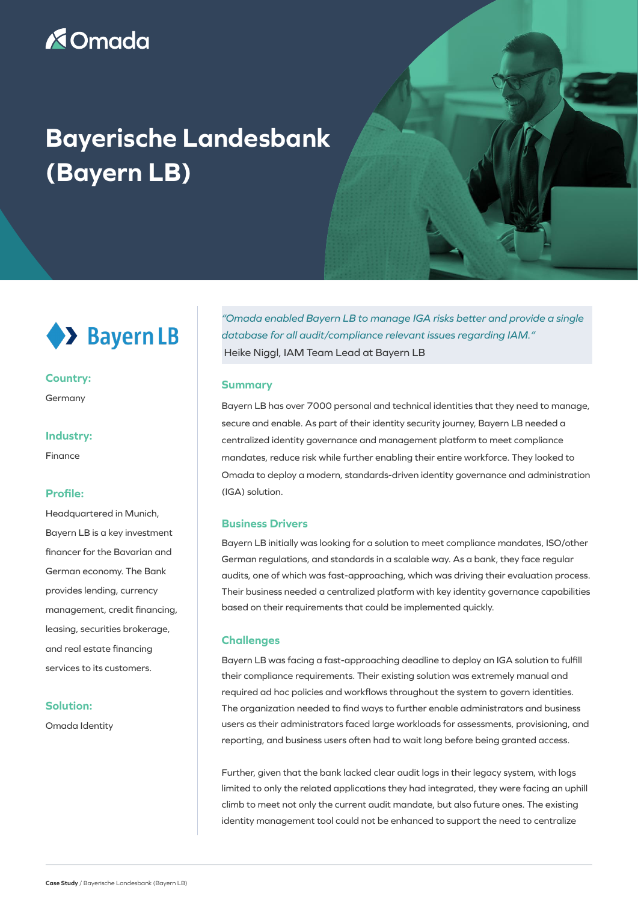Omada

# Bayerische Landesbank (Bayern LB)

Bayern LB

**Country:**

Germany

**Industry:**

Finance

**Profile:**

Headquartered in Munich, Bayern LB is a key investment financer for the Bavarian and German economy. The Bank provides lending, currency management, credit financing, leasing, securities brokerage, and real estate financing services to its customers.

**Solution:**

Omada Identity

*"Omada enabled Bayern LB to manage IGA risks better and provide a single database for all audit/compliance relevant issues regarding IAM."*
Heike Niggl, IAM Team Lead at Bayern LB

## Summary

Bayern LB has over 7000 personal and technical identities that they need to manage, secure and enable. As part of their identity security journey, Bayern LB needed a centralized identity governance and management platform to meet compliance mandates, reduce risk while further enabling their entire workforce. They looked to Omada to deploy a modern, standards-driven identity governance and administration (IGA) solution.

## Business Drivers

Bayern LB initially was looking for a solution to meet compliance mandates, ISO/other German regulations, and standards in a scalable way. As a bank, they face regular audits, one of which was fast-approaching, which was driving their evaluation process. Their business needed a centralized platform with key identity governance capabilities based on their requirements that could be implemented quickly.

## Challenges

Bayern LB was facing a fast-approaching deadline to deploy an IGA solution to fulfill their compliance requirements. Their existing solution was extremely manual and required ad hoc policies and workflows throughout the system to govern identities. The organization needed to find ways to further enable administrators and business users as their administrators faced large workloads for assessments, provisioning, and reporting, and business users often had to wait long before being granted access.

Further, given that the bank lacked clear audit logs in their legacy system, with logs limited to only the related applications they had integrated, they were facing an uphill climb to meet not only the current audit mandate, but also future ones. The existing identity management tool could not be enhanced to support the need to centralize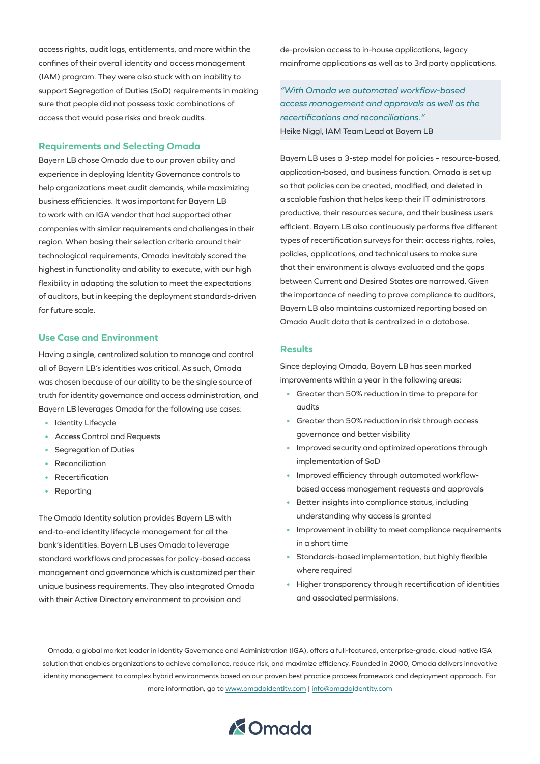access rights, audit logs, entitlements, and more within the confines of their overall identity and access management (IAM) program. They were also stuck with an inability to support Segregation of Duties (SoD) requirements in making sure that people did not possess toxic combinations of access that would pose risks and break audits.

## Requirements and Selecting Omada

Bayern LB chose Omada due to our proven ability and experience in deploying Identity Governance controls to help organizations meet audit demands, while maximizing business efficiencies. It was important for Bayern LB to work with an IGA vendor that had supported other companies with similar requirements and challenges in their region. When basing their selection criteria around their technological requirements, Omada inevitably scored the highest in functionality and ability to execute, with our high flexibility in adapting the solution to meet the expectations of auditors, but in keeping the deployment standards-driven for future scale.

## Use Case and Environment

Having a single, centralized solution to manage and control all of Bayern LB's identities was critical. As such, Omada was chosen because of our ability to be the single source of truth for identity governance and access administration, and Bayern LB leverages Omada for the following use cases:

- Identity Lifecycle
- Access Control and Requests
- Segregation of Duties
- Reconciliation
- Recertification
- Reporting

The Omada Identity solution provides Bayern LB with end-to-end identity lifecycle management for all the bank's identities. Bayern LB uses Omada to leverage standard workflows and processes for policy-based access management and governance which is customized per their unique business requirements. They also integrated Omada with their Active Directory environment to provision and de-provision access to in-house applications, legacy mainframe applications as well as to 3rd party applications.

> *"With Omada we automated workflow-based access management and approvals as well as the recertifications and reconciliations."*
> Heike Niggl, IAM Team Lead at Bayern LB

Bayern LB uses a 3-step model for policies – resource-based, application-based, and business function. Omada is set up so that policies can be created, modified, and deleted in a scalable fashion that helps keep their IT administrators productive, their resources secure, and their business users efficient. Bayern LB also continuously performs five different types of recertification surveys for their: access rights, roles, policies, applications, and technical users to make sure that their environment is always evaluated and the gaps between Current and Desired States are narrowed. Given the importance of needing to prove compliance to auditors, Bayern LB also maintains customized reporting based on Omada Audit data that is centralized in a database.

## Results

Since deploying Omada, Bayern LB has seen marked improvements within a year in the following areas:

- Greater than 50% reduction in time to prepare for audits
- Greater than 50% reduction in risk through access governance and better visibility
- Improved security and optimized operations through implementation of SoD
- Improved efficiency through automated workflow-based access management requests and approvals
- Better insights into compliance status, including understanding why access is granted
- Improvement in ability to meet compliance requirements in a short time
- Standards-based implementation, but highly flexible where required
- Higher transparency through recertification of identities and associated permissions.

Omada, a global market leader in Identity Governance and Administration (IGA), offers a full-featured, enterprise-grade, cloud native IGA solution that enables organizations to achieve compliance, reduce risk, and maximize efficiency. Founded in 2000, Omada delivers innovative identity management to complex hybrid environments based on our proven best practice process framework and deployment approach. For more information, go to www.omadaidentity.com | info@omadaidentity.com

Omada